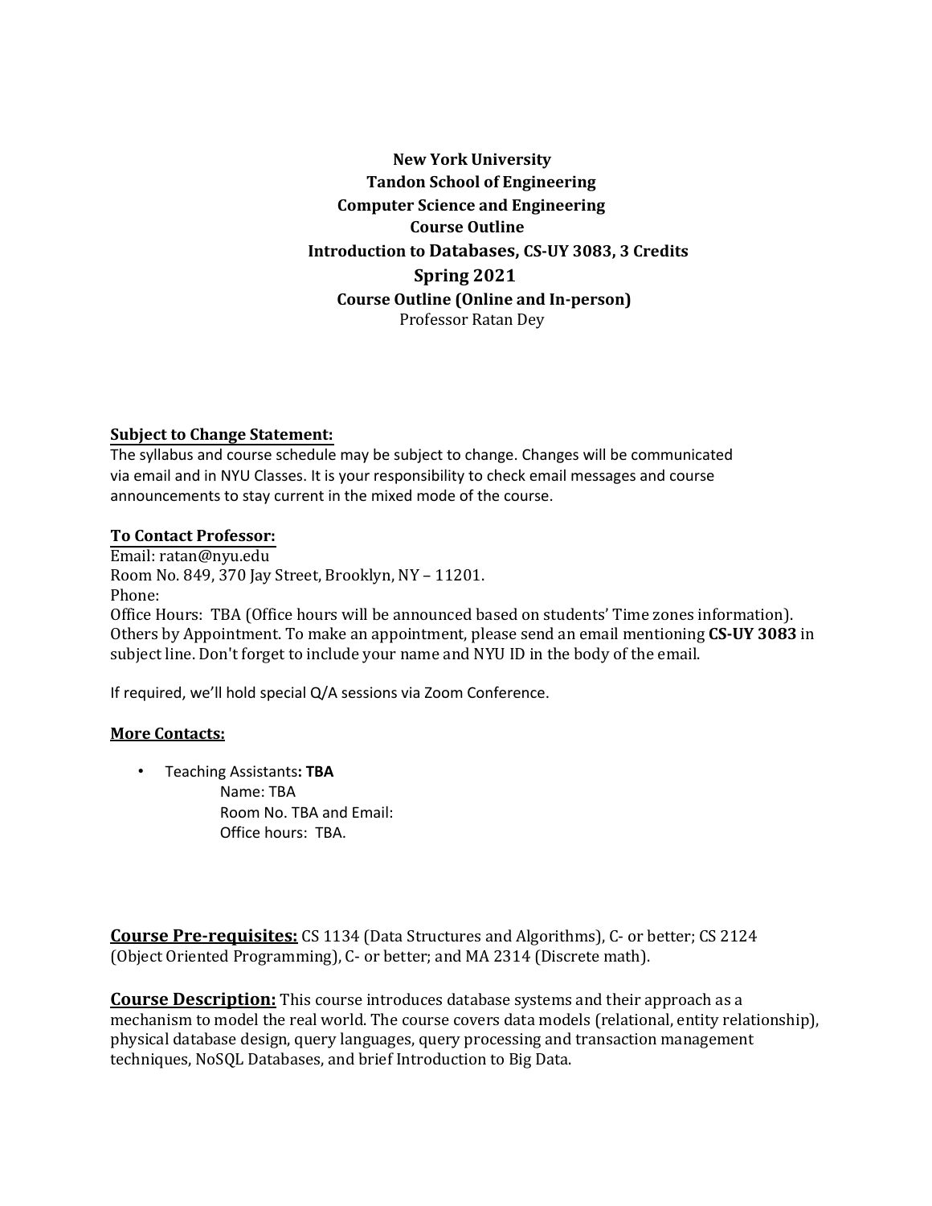**New York University**
**Tandon School of Engineering**
**Computer Science and Engineering**
**Course Outline**
**Introduction to Databases, CS-UY 3083, 3 Credits**
**Spring 2021**
**Course Outline (Online and In-person)**
Professor Ratan Dey

**Subject to Change Statement:**

The syllabus and course schedule may be subject to change. Changes will be communicated via email and in NYU Classes. It is your responsibility to check email messages and course announcements to stay current in the mixed mode of the course.

**To Contact Professor:**

Email: ratan@nyu.edu
Room No. 849, 370 Jay Street, Brooklyn, NY – 11201.
Phone:
Office Hours: TBA (Office hours will be announced based on students' Time zones information). Others by Appointment. To make an appointment, please send an email mentioning **CS-UY 3083** in subject line. Don't forget to include your name and NYU ID in the body of the email.

If required, we'll hold special Q/A sessions via Zoom Conference.

**More Contacts:**

- Teaching Assistants**: TBA**
  Name: TBA
  Room No. TBA and Email:
  Office hours: TBA.

**Course Pre-requisites:** CS 1134 (Data Structures and Algorithms), C- or better; CS 2124 (Object Oriented Programming), C- or better; and MA 2314 (Discrete math).

**Course Description:** This course introduces database systems and their approach as a mechanism to model the real world. The course covers data models (relational, entity relationship), physical database design, query languages, query processing and transaction management techniques, NoSQL Databases, and brief Introduction to Big Data.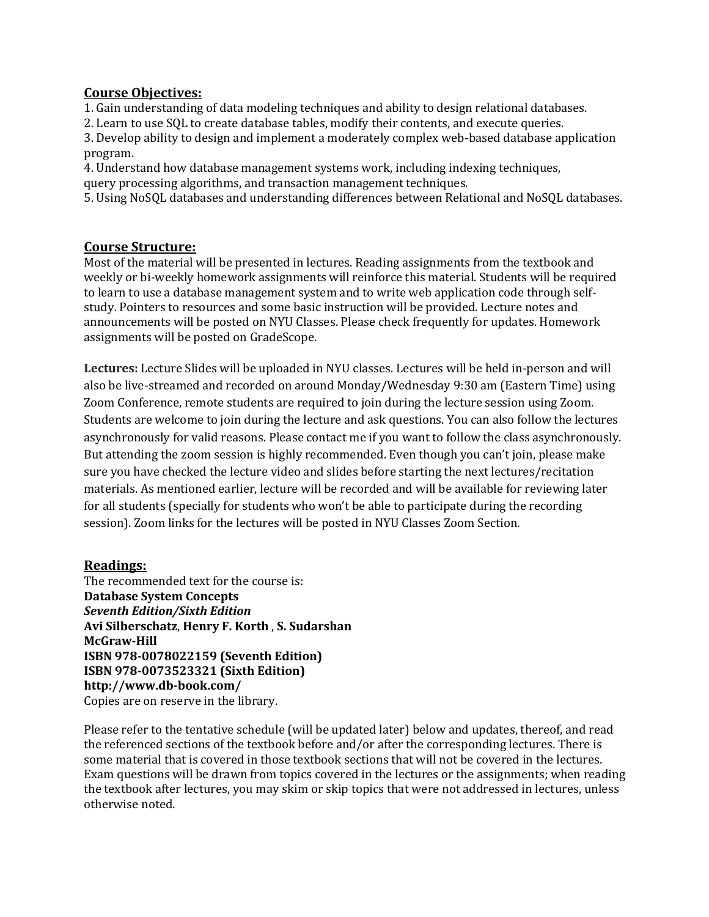## Course Objectives:

1. Gain understanding of data modeling techniques and ability to design relational databases.
2. Learn to use SQL to create database tables, modify their contents, and execute queries.
3. Develop ability to design and implement a moderately complex web-based database application program.
4. Understand how database management systems work, including indexing techniques, query processing algorithms, and transaction management techniques.
5. Using NoSQL databases and understanding differences between Relational and NoSQL databases.

## Course Structure:

Most of the material will be presented in lectures. Reading assignments from the textbook and weekly or bi-weekly homework assignments will reinforce this material. Students will be required to learn to use a database management system and to write web application code through self-study. Pointers to resources and some basic instruction will be provided. Lecture notes and announcements will be posted on NYU Classes. Please check frequently for updates. Homework assignments will be posted on GradeScope.

**Lectures:** Lecture Slides will be uploaded in NYU classes. Lectures will be held in-person and will also be live-streamed and recorded on around Monday/Wednesday 9:30 am (Eastern Time) using Zoom Conference, remote students are required to join during the lecture session using Zoom. Students are welcome to join during the lecture and ask questions. You can also follow the lectures asynchronously for valid reasons. Please contact me if you want to follow the class asynchronously. But attending the zoom session is highly recommended. Even though you can't join, please make sure you have checked the lecture video and slides before starting the next lectures/recitation materials. As mentioned earlier, lecture will be recorded and will be available for reviewing later for all students (specially for students who won't be able to participate during the recording session). Zoom links for the lectures will be posted in NYU Classes Zoom Section.

## Readings:

The recommended text for the course is:
**Database System Concepts**
***Seventh Edition/Sixth Edition***
**Avi Silberschatz**, **Henry F. Korth** , **S. Sudarshan**
**McGraw-Hill**
**ISBN 978-0078022159 (Seventh Edition)**
**ISBN 978-0073523321 (Sixth Edition)**
**http://www.db-book.com/**
Copies are on reserve in the library.

Please refer to the tentative schedule (will be updated later) below and updates, thereof, and read the referenced sections of the textbook before and/or after the corresponding lectures. There is some material that is covered in those textbook sections that will not be covered in the lectures. Exam questions will be drawn from topics covered in the lectures or the assignments; when reading the textbook after lectures, you may skim or skip topics that were not addressed in lectures, unless otherwise noted.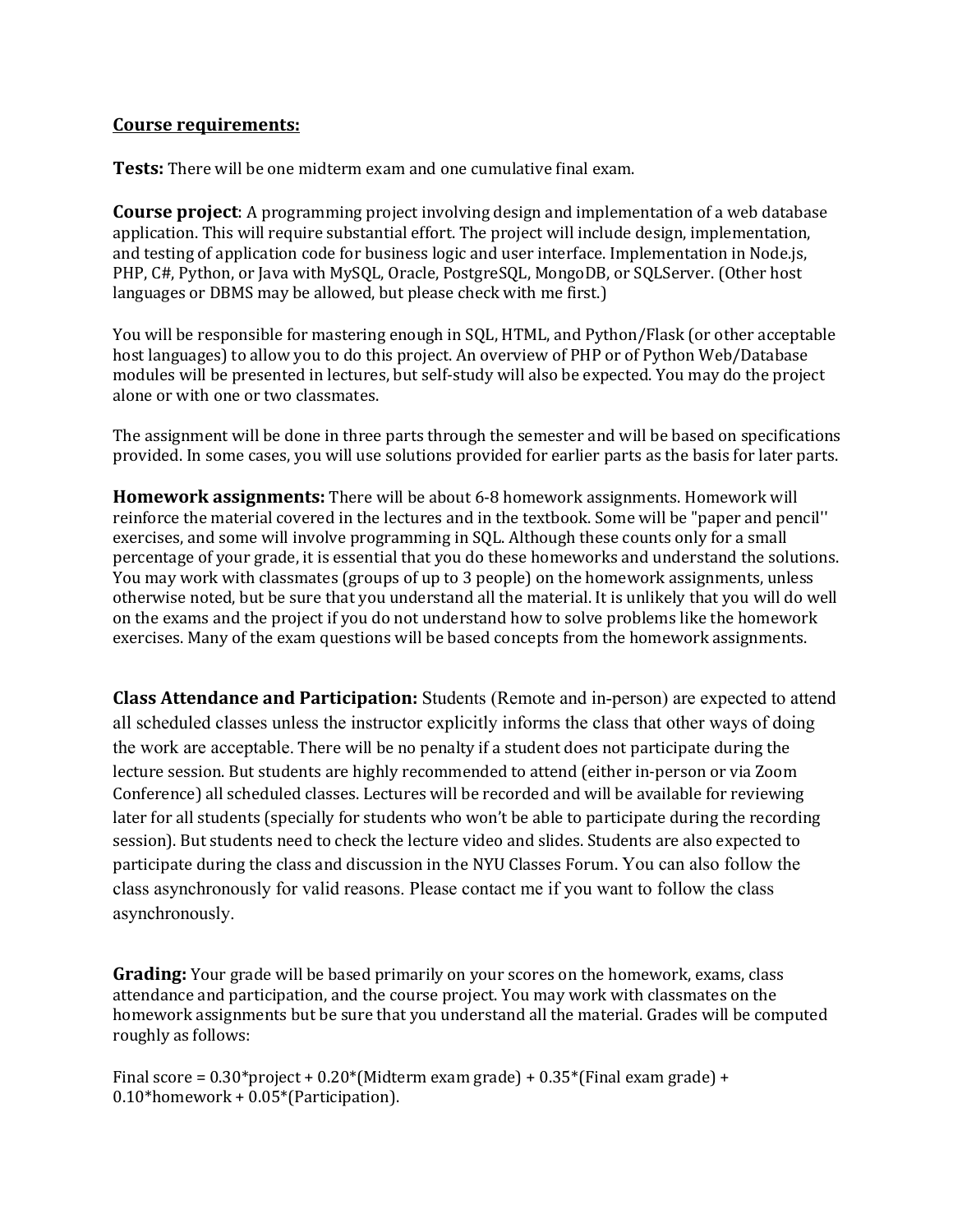## Course requirements:

**Tests:** There will be one midterm exam and one cumulative final exam.

**Course project**: A programming project involving design and implementation of a web database application. This will require substantial effort. The project will include design, implementation, and testing of application code for business logic and user interface. Implementation in Node.js, PHP, C#, Python, or Java with MySQL, Oracle, PostgreSQL, MongoDB, or SQLServer. (Other host languages or DBMS may be allowed, but please check with me first.)

You will be responsible for mastering enough in SQL, HTML, and Python/Flask (or other acceptable host languages) to allow you to do this project. An overview of PHP or of Python Web/Database modules will be presented in lectures, but self-study will also be expected. You may do the project alone or with one or two classmates.

The assignment will be done in three parts through the semester and will be based on specifications provided. In some cases, you will use solutions provided for earlier parts as the basis for later parts.

**Homework assignments:** There will be about 6-8 homework assignments. Homework will reinforce the material covered in the lectures and in the textbook. Some will be "paper and pencil'' exercises, and some will involve programming in SQL. Although these counts only for a small percentage of your grade, it is essential that you do these homeworks and understand the solutions. You may work with classmates (groups of up to 3 people) on the homework assignments, unless otherwise noted, but be sure that you understand all the material. It is unlikely that you will do well on the exams and the project if you do not understand how to solve problems like the homework exercises. Many of the exam questions will be based concepts from the homework assignments.

**Class Attendance and Participation:** Students (Remote and in-person) are expected to attend all scheduled classes unless the instructor explicitly informs the class that other ways of doing the work are acceptable. There will be no penalty if a student does not participate during the lecture session. But students are highly recommended to attend (either in-person or via Zoom Conference) all scheduled classes. Lectures will be recorded and will be available for reviewing later for all students (specially for students who won't be able to participate during the recording session). But students need to check the lecture video and slides. Students are also expected to participate during the class and discussion in the NYU Classes Forum. You can also follow the class asynchronously for valid reasons. Please contact me if you want to follow the class asynchronously.

**Grading:** Your grade will be based primarily on your scores on the homework, exams, class attendance and participation, and the course project. You may work with classmates on the homework assignments but be sure that you understand all the material. Grades will be computed roughly as follows:

Final score = 0.30*project + 0.20*(Midterm exam grade) + 0.35*(Final exam grade) + 0.10*homework + 0.05*(Participation).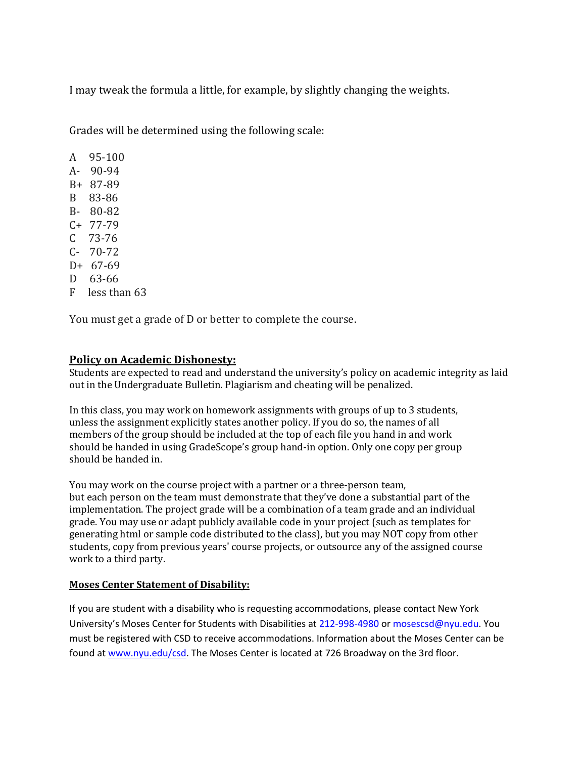I may tweak the formula a little, for example, by slightly changing the weights.

Grades will be determined using the following scale:

A 95-100
A- 90-94
B+ 87-89
B 83-86
B- 80-82
C+ 77-79
C 73-76
C- 70-72
D+ 67-69
D 63-66
F less than 63

You must get a grade of D or better to complete the course.

## Policy on Academic Dishonesty:

Students are expected to read and understand the university's policy on academic integrity as laid out in the Undergraduate Bulletin. Plagiarism and cheating will be penalized.

In this class, you may work on homework assignments with groups of up to 3 students, unless the assignment explicitly states another policy. If you do so, the names of all members of the group should be included at the top of each file you hand in and work should be handed in using GradeScope's group hand-in option. Only one copy per group should be handed in.

You may work on the course project with a partner or a three-person team, but each person on the team must demonstrate that they've done a substantial part of the implementation. The project grade will be a combination of a team grade and an individual grade. You may use or adapt publicly available code in your project (such as templates for generating html or sample code distributed to the class), but you may NOT copy from other students, copy from previous years' course projects, or outsource any of the assigned course work to a third party.

## Moses Center Statement of Disability:

If you are student with a disability who is requesting accommodations, please contact New York University's Moses Center for Students with Disabilities at 212-998-4980 or mosescsd@nyu.edu. You must be registered with CSD to receive accommodations. Information about the Moses Center can be found at www.nyu.edu/csd. The Moses Center is located at 726 Broadway on the 3rd floor.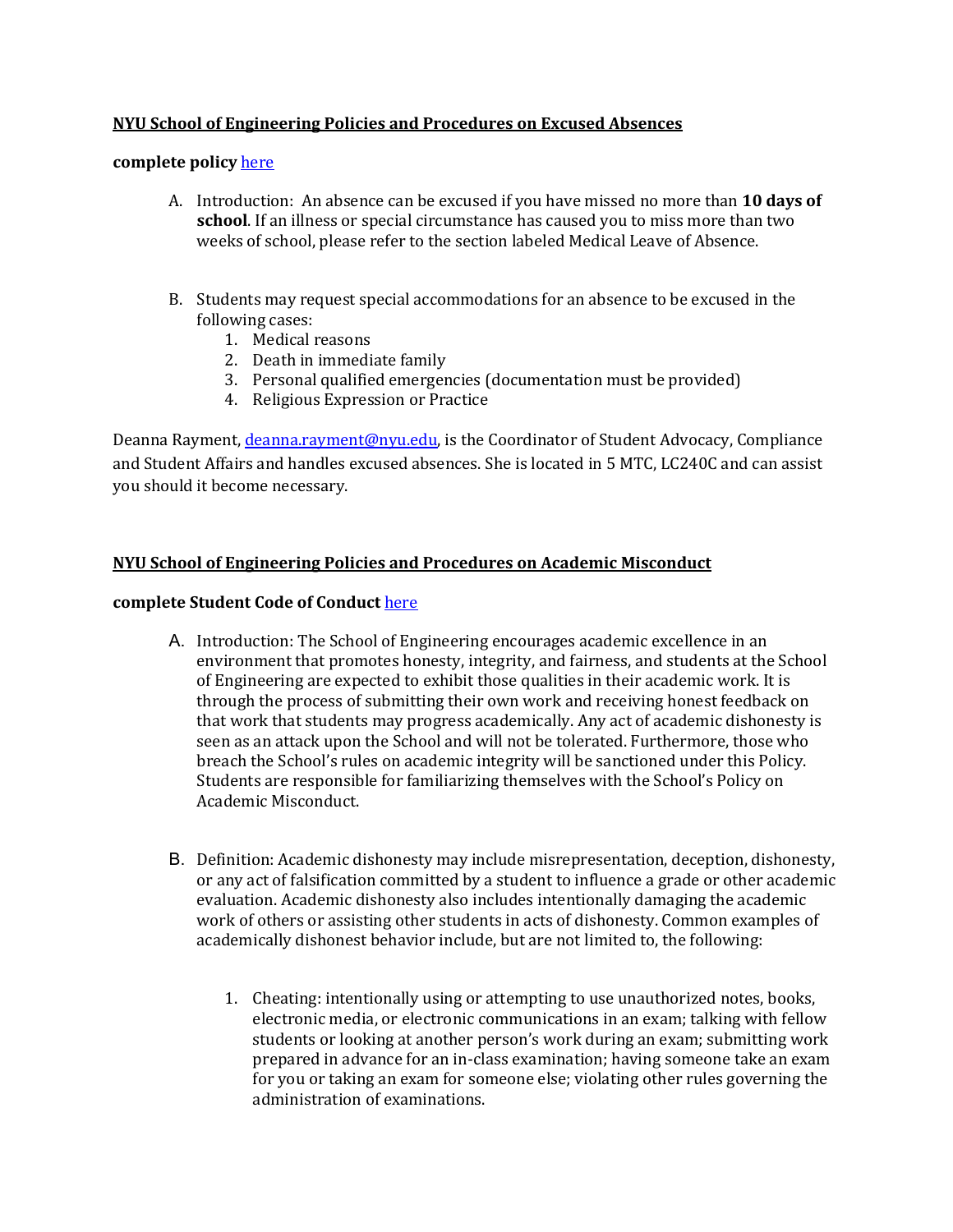**NYU School of Engineering Policies and Procedures on Excused Absences**

**complete policy** [here]

A. Introduction: An absence can be excused if you have missed no more than **10 days of school**. If an illness or special circumstance has caused you to miss more than two weeks of school, please refer to the section labeled Medical Leave of Absence.

B. Students may request special accommodations for an absence to be excused in the following cases:
   1. Medical reasons
   2. Death in immediate family
   3. Personal qualified emergencies (documentation must be provided)
   4. Religious Expression or Practice

Deanna Rayment, deanna.rayment@nyu.edu, is the Coordinator of Student Advocacy, Compliance and Student Affairs and handles excused absences. She is located in 5 MTC, LC240C and can assist you should it become necessary.

**NYU School of Engineering Policies and Procedures on Academic Misconduct**

**complete Student Code of Conduct** [here]

A. Introduction: The School of Engineering encourages academic excellence in an environment that promotes honesty, integrity, and fairness, and students at the School of Engineering are expected to exhibit those qualities in their academic work. It is through the process of submitting their own work and receiving honest feedback on that work that students may progress academically. Any act of academic dishonesty is seen as an attack upon the School and will not be tolerated. Furthermore, those who breach the School's rules on academic integrity will be sanctioned under this Policy. Students are responsible for familiarizing themselves with the School's Policy on Academic Misconduct.

B. Definition: Academic dishonesty may include misrepresentation, deception, dishonesty, or any act of falsification committed by a student to influence a grade or other academic evaluation. Academic dishonesty also includes intentionally damaging the academic work of others or assisting other students in acts of dishonesty. Common examples of academically dishonest behavior include, but are not limited to, the following:

   1. Cheating: intentionally using or attempting to use unauthorized notes, books, electronic media, or electronic communications in an exam; talking with fellow students or looking at another person's work during an exam; submitting work prepared in advance for an in-class examination; having someone take an exam for you or taking an exam for someone else; violating other rules governing the administration of examinations.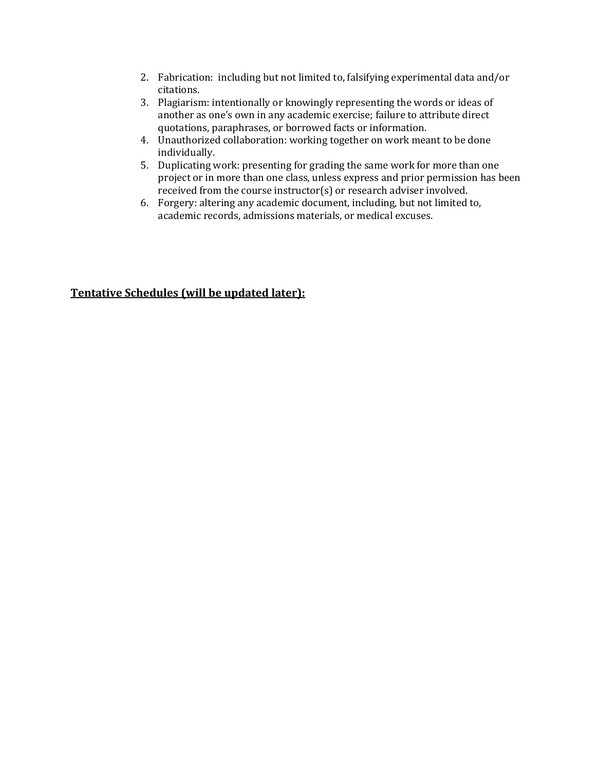2. Fabrication: including but not limited to, falsifying experimental data and/or citations.
3. Plagiarism: intentionally or knowingly representing the words or ideas of another as one's own in any academic exercise; failure to attribute direct quotations, paraphrases, or borrowed facts or information.
4. Unauthorized collaboration: working together on work meant to be done individually.
5. Duplicating work: presenting for grading the same work for more than one project or in more than one class, unless express and prior permission has been received from the course instructor(s) or research adviser involved.
6. Forgery: altering any academic document, including, but not limited to, academic records, admissions materials, or medical excuses.

**<u>Tentative Schedules (will be updated later):</u>**